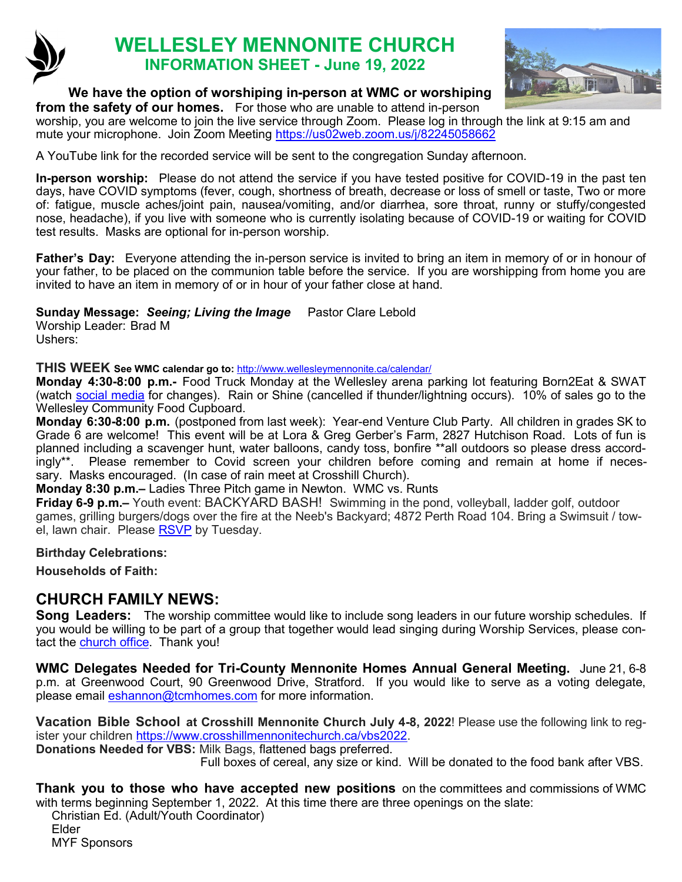# WELLESLEY MENNONITE CHURCH

## INFORMATION SHEET - June 19, 2022

**We have the option of worshiping in-person at WMC or worshiping from the safety of our homes.** For those who are unable to attend in-person worship, you are welcome to join the live service through Zoom. Please log in through the link at 9:15 am and mute your microphone. Join Zoom Meeting https://us02web.zoom.us/j/82245058662

A YouTube link for the recorded service will be sent to the congregation Sunday afternoon.

**In-person worship:** Please do not attend the service if you have tested positive for COVID-19 in the past ten days, have COVID symptoms (fever, cough, shortness of breath, decrease or loss of smell or taste, Two or more of: fatigue, muscle aches/joint pain, nausea/vomiting, and/or diarrhea, sore throat, runny or stuffy/congested nose, headache), if you live with someone who is currently isolating because of COVID-19 or waiting for COVID test results. Masks are optional for in-person worship.

**Father's Day:** Everyone attending the in-person service is invited to bring an item in memory of or in honour of your father, to be placed on the communion table before the service. If you are worshipping from home you are invited to have an item in memory of or in hour of your father close at hand.

**Sunday Message:** ***Seeing; Living the Image*** Pastor Clare Lebold
Worship Leader: Brad M
Ushers:

**THIS WEEK** **See WMC calendar go to:** http://www.wellesleymennonite.ca/calendar/

**Monday 4:30-8:00 p.m.-** Food Truck Monday at the Wellesley arena parking lot featuring Born2Eat & SWAT (watch social media for changes). Rain or Shine (cancelled if thunder/lightning occurs). 10% of sales go to the Wellesley Community Food Cupboard.

**Monday 6:30-8:00 p.m.** (postponed from last week): Year-end Venture Club Party. All children in grades SK to Grade 6 are welcome! This event will be at Lora & Greg Gerber's Farm, 2827 Hutchison Road. Lots of fun is planned including a scavenger hunt, water balloons, candy toss, bonfire **all outdoors so please dress accordingly**. Please remember to Covid screen your children before coming and remain at home if necessary. Masks encouraged. (In case of rain meet at Crosshill Church).

**Monday 8:30 p.m.–** Ladies Three Pitch game in Newton. WMC vs. Runts

**Friday 6-9 p.m.–** Youth event: BACKYARD BASH! Swimming in the pond, volleyball, ladder golf, outdoor games, grilling burgers/dogs over the fire at the Neeb's Backyard; 4872 Perth Road 104. Bring a Swimsuit / towel, lawn chair. Please RSVP by Tuesday.

**Birthday Celebrations:**

**Households of Faith:**

## CHURCH FAMILY NEWS:

**Song Leaders:** The worship committee would like to include song leaders in our future worship schedules. If you would be willing to be part of a group that together would lead singing during Worship Services, please contact the church office. Thank you!

**WMC Delegates Needed for Tri-County Mennonite Homes Annual General Meeting.** June 21, 6-8 p.m. at Greenwood Court, 90 Greenwood Drive, Stratford. If you would like to serve as a voting delegate, please email eshannon@tcmhomes.com for more information.

**Vacation Bible School at Crosshill Mennonite Church July 4-8, 2022**! Please use the following link to register your children https://www.crosshillmennonitechurch.ca/vbs2022.

**Donations Needed for VBS:** Milk Bags, flattened bags preferred.
Full boxes of cereal, any size or kind. Will be donated to the food bank after VBS.

**Thank you to those who have accepted new positions** on the committees and commissions of WMC with terms beginning September 1, 2022. At this time there are three openings on the slate:

Christian Ed. (Adult/Youth Coordinator)
Elder
MYF Sponsors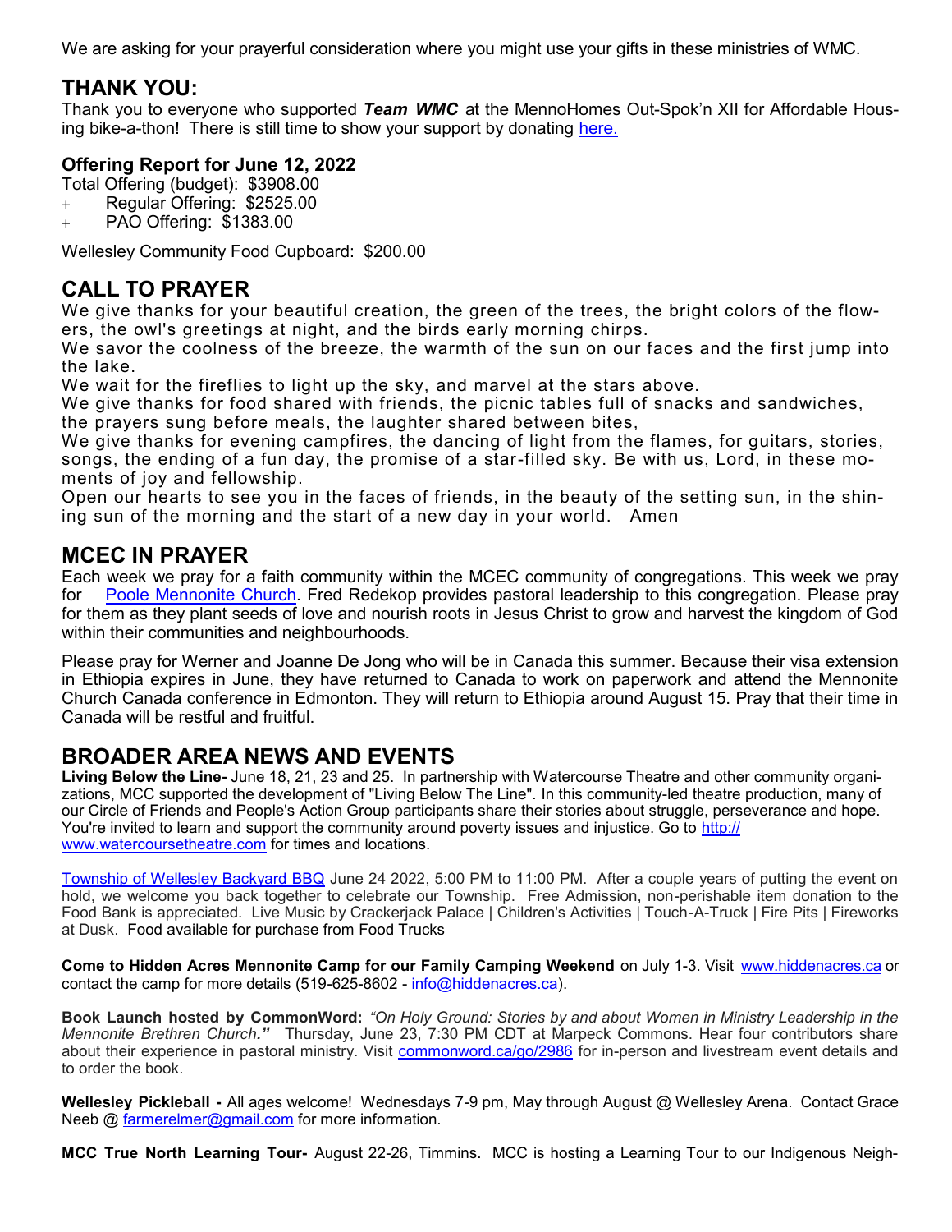We are asking for your prayerful consideration where you might use your gifts in these ministries of WMC.

## THANK YOU:

Thank you to everyone who supported ***Team WMC*** at the MennoHomes Out-Spok'n XII for Affordable Housing bike-a-thon! There is still time to show your support by donating here.

### Offering Report for June 12, 2022

Total Offering (budget): $3908.00

- Regular Offering: $2525.00
- PAO Offering: $1383.00

Wellesley Community Food Cupboard: $200.00

## CALL TO PRAYER

We give thanks for your beautiful creation, the green of the trees, the bright colors of the flowers, the owl's greetings at night, and the birds early morning chirps.
We savor the coolness of the breeze, the warmth of the sun on our faces and the first jump into the lake.
We wait for the fireflies to light up the sky, and marvel at the stars above.
We give thanks for food shared with friends, the picnic tables full of snacks and sandwiches, the prayers sung before meals, the laughter shared between bites,
We give thanks for evening campfires, the dancing of light from the flames, for guitars, stories, songs, the ending of a fun day, the promise of a star-filled sky. Be with us, Lord, in these moments of joy and fellowship.
Open our hearts to see you in the faces of friends, in the beauty of the setting sun, in the shining sun of the morning and the start of a new day in your world. Amen

## MCEC IN PRAYER

Each week we pray for a faith community within the MCEC community of congregations. This week we pray for Poole Mennonite Church. Fred Redekop provides pastoral leadership to this congregation. Please pray for them as they plant seeds of love and nourish roots in Jesus Christ to grow and harvest the kingdom of God within their communities and neighbourhoods.

Please pray for Werner and Joanne De Jong who will be in Canada this summer. Because their visa extension in Ethiopia expires in June, they have returned to Canada to work on paperwork and attend the Mennonite Church Canada conference in Edmonton. They will return to Ethiopia around August 15. Pray that their time in Canada will be restful and fruitful.

## BROADER AREA NEWS AND EVENTS

**Living Below the Line-** June 18, 21, 23 and 25. In partnership with Watercourse Theatre and other community organizations, MCC supported the development of "Living Below The Line". In this community-led theatre production, many of our Circle of Friends and People's Action Group participants share their stories about struggle, perseverance and hope. You're invited to learn and support the community around poverty issues and injustice. Go to http://www.watercoursetheatre.com for times and locations.

Township of Wellesley Backyard BBQ June 24 2022, 5:00 PM to 11:00 PM. After a couple years of putting the event on hold, we welcome you back together to celebrate our Township. Free Admission, non-perishable item donation to the Food Bank is appreciated. Live Music by Crackerjack Palace | Children's Activities | Touch-A-Truck | Fire Pits | Fireworks at Dusk. Food available for purchase from Food Trucks

**Come to Hidden Acres Mennonite Camp for our Family Camping Weekend** on July 1-3. Visit www.hiddenacres.ca or contact the camp for more details (519-625-8602 - info@hiddenacres.ca).

**Book Launch hosted by CommonWord:** *"On Holy Ground: Stories by and about Women in Ministry Leadership in the Mennonite Brethren Church."* Thursday, June 23, 7:30 PM CDT at Marpeck Commons. Hear four contributors share about their experience in pastoral ministry. Visit commonword.ca/go/2986 for in-person and livestream event details and to order the book.

**Wellesley Pickleball -** All ages welcome! Wednesdays 7-9 pm, May through August @ Wellesley Arena. Contact Grace Neeb @ farmerelmer@gmail.com for more information.

**MCC True North Learning Tour-** August 22-26, Timmins. MCC is hosting a Learning Tour to our Indigenous Neigh-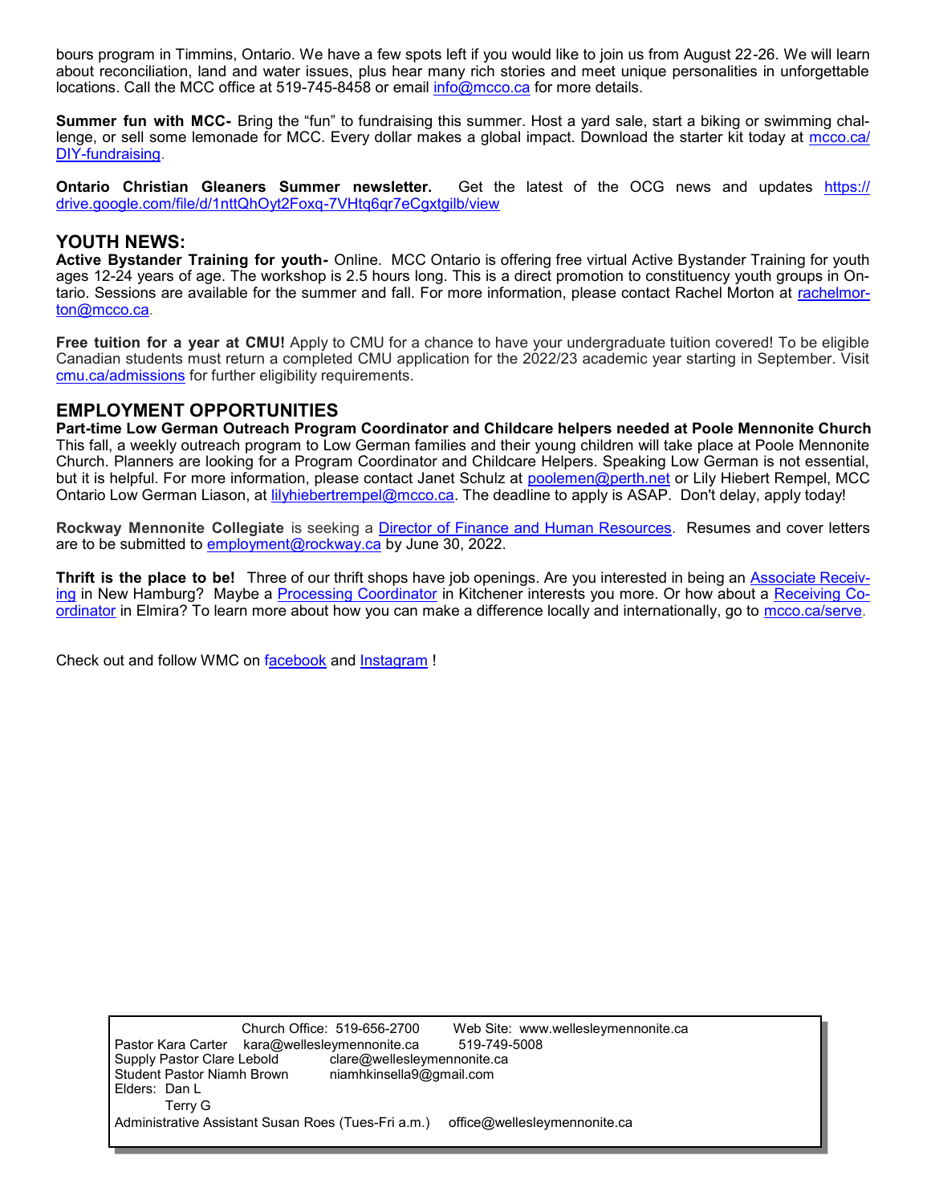bours program in Timmins, Ontario. We have a few spots left if you would like to join us from August 22-26. We will learn about reconciliation, land and water issues, plus hear many rich stories and meet unique personalities in unforgettable locations. Call the MCC office at 519-745-8458 or email info@mcco.ca for more details.

**Summer fun with MCC-** Bring the "fun" to fundraising this summer. Host a yard sale, start a biking or swimming challenge, or sell some lemonade for MCC. Every dollar makes a global impact. Download the starter kit today at mcco.ca/DIY-fundraising.

**Ontario Christian Gleaners Summer newsletter.** Get the latest of the OCG news and updates https://drive.google.com/file/d/1nttQhOyt2Foxq-7VHtq6qr7eCgxtgilb/view

## YOUTH NEWS:

**Active Bystander Training for youth-** Online. MCC Ontario is offering free virtual Active Bystander Training for youth ages 12-24 years of age. The workshop is 2.5 hours long. This is a direct promotion to constituency youth groups in Ontario. Sessions are available for the summer and fall. For more information, please contact Rachel Morton at rachelmorton@mcco.ca.

**Free tuition for a year at CMU!** Apply to CMU for a chance to have your undergraduate tuition covered! To be eligible Canadian students must return a completed CMU application for the 2022/23 academic year starting in September. Visit cmu.ca/admissions for further eligibility requirements.

## EMPLOYMENT OPPORTUNITIES

**Part-time Low German Outreach Program Coordinator and Childcare helpers needed at Poole Mennonite Church**
This fall, a weekly outreach program to Low German families and their young children will take place at Poole Mennonite Church. Planners are looking for a Program Coordinator and Childcare Helpers. Speaking Low German is not essential, but it is helpful. For more information, please contact Janet Schulz at poolemen@perth.net or Lily Hiebert Rempel, MCC Ontario Low German Liason, at lilyhiebertrempel@mcco.ca. The deadline to apply is ASAP. Don't delay, apply today!

**Rockway Mennonite Collegiate** is seeking a Director of Finance and Human Resources. Resumes and cover letters are to be submitted to employment@rockway.ca by June 30, 2022.

**Thrift is the place to be!** Three of our thrift shops have job openings. Are you interested in being an Associate Receiving in New Hamburg? Maybe a Processing Coordinator in Kitchener interests you more. Or how about a Receiving Coordinator in Elmira? To learn more about how you can make a difference locally and internationally, go to mcco.ca/serve.

Check out and follow WMC on facebook and Instagram !

Church Office: 519-656-2700 Web Site: www.wellesleymennonite.ca
Pastor Kara Carter kara@wellesleymennonite.ca 519-749-5008
Supply Pastor Clare Lebold clare@wellesleymennonite.ca
Student Pastor Niamh Brown niamhkinsella9@gmail.com
Elders: Dan L
Terry G
Administrative Assistant Susan Roes (Tues-Fri a.m.) office@wellesleymennonite.ca